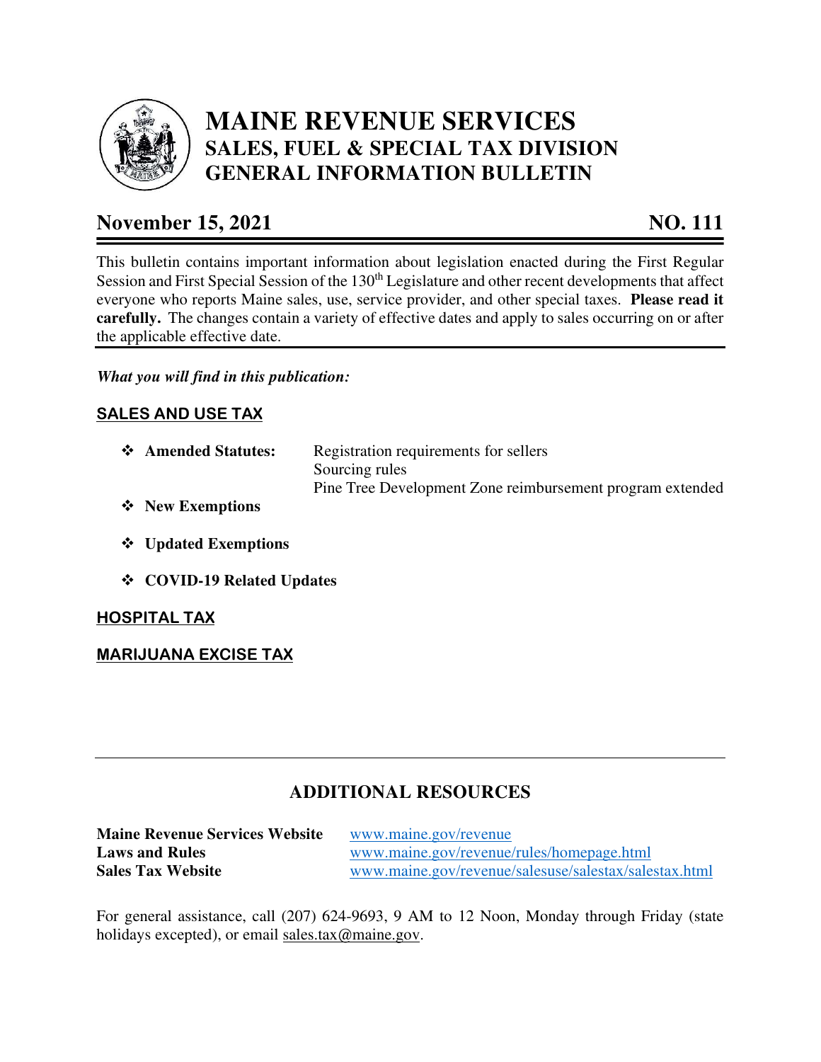# MAINE REVENUE SERVICES
## SALES, FUEL & SPECIAL TAX DIVISION
## GENERAL INFORMATION BULLETIN

**November 15, 2021** **NO. 111**

This bulletin contains important information about legislation enacted during the First Regular Session and First Special Session of the 130th Legislature and other recent developments that affect everyone who reports Maine sales, use, service provider, and other special taxes. **Please read it carefully.** The changes contain a variety of effective dates and apply to sales occurring on or after the applicable effective date.

***What you will find in this publication:***

**SALES AND USE TAX**

- **Amended Statutes:** Registration requirements for sellers
  Sourcing rules
  Pine Tree Development Zone reimbursement program extended
- **New Exemptions**
- **Updated Exemptions**
- **COVID-19 Related Updates**

**HOSPITAL TAX**

**MARIJUANA EXCISE TAX**

## ADDITIONAL RESOURCES

| | |
|---|---|
| **Maine Revenue Services Website** | www.maine.gov/revenue |
| **Laws and Rules** | www.maine.gov/revenue/rules/homepage.html |
| **Sales Tax Website** | www.maine.gov/revenue/salesuse/salestax/salestax.html |

For general assistance, call (207) 624-9693, 9 AM to 12 Noon, Monday through Friday (state holidays excepted), or email sales.tax@maine.gov.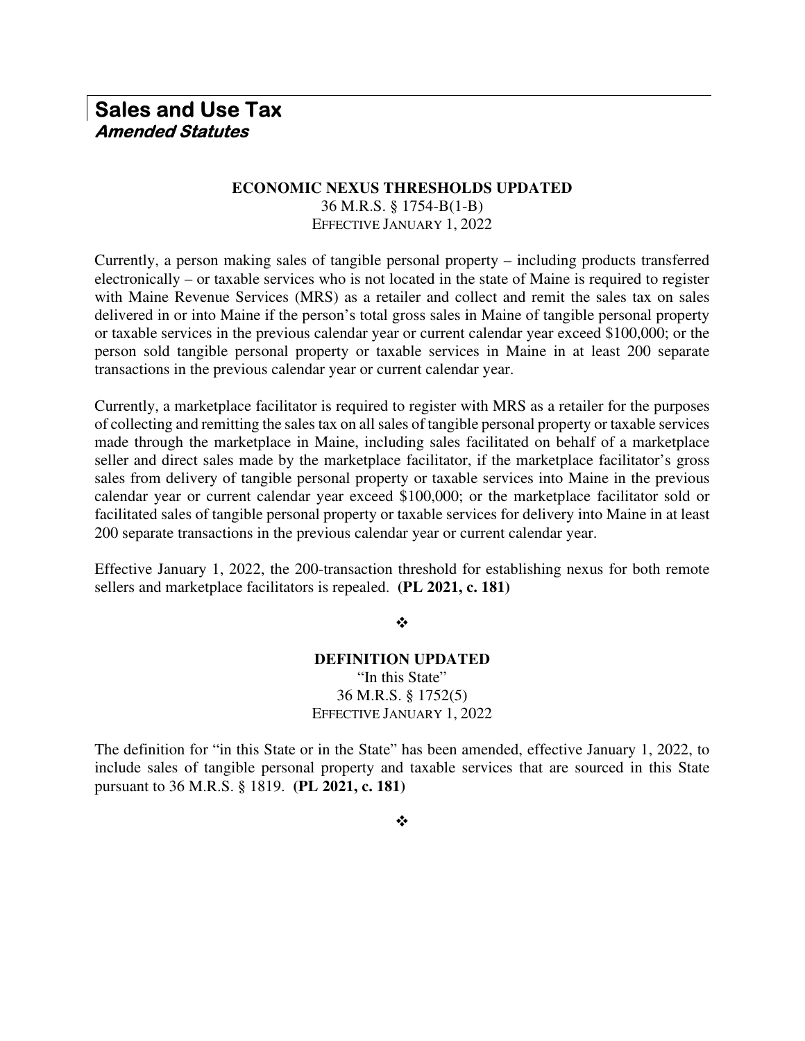# Sales and Use Tax
***Amended Statutes***

## ECONOMIC NEXUS THRESHOLDS UPDATED

36 M.R.S. § 1754-B(1-B)
EFFECTIVE JANUARY 1, 2022

Currently, a person making sales of tangible personal property – including products transferred electronically – or taxable services who is not located in the state of Maine is required to register with Maine Revenue Services (MRS) as a retailer and collect and remit the sales tax on sales delivered in or into Maine if the person's total gross sales in Maine of tangible personal property or taxable services in the previous calendar year or current calendar year exceed $100,000; or the person sold tangible personal property or taxable services in Maine in at least 200 separate transactions in the previous calendar year or current calendar year.

Currently, a marketplace facilitator is required to register with MRS as a retailer for the purposes of collecting and remitting the sales tax on all sales of tangible personal property or taxable services made through the marketplace in Maine, including sales facilitated on behalf of a marketplace seller and direct sales made by the marketplace facilitator, if the marketplace facilitator's gross sales from delivery of tangible personal property or taxable services into Maine in the previous calendar year or current calendar year exceed $100,000; or the marketplace facilitator sold or facilitated sales of tangible personal property or taxable services for delivery into Maine in at least 200 separate transactions in the previous calendar year or current calendar year.

Effective January 1, 2022, the 200-transaction threshold for establishing nexus for both remote sellers and marketplace facilitators is repealed. **(PL 2021, c. 181)**

❖

## DEFINITION UPDATED

"In this State"
36 M.R.S. § 1752(5)
EFFECTIVE JANUARY 1, 2022

The definition for "in this State or in the State" has been amended, effective January 1, 2022, to include sales of tangible personal property and taxable services that are sourced in this State pursuant to 36 M.R.S. § 1819. **(PL 2021, c. 181)**

❖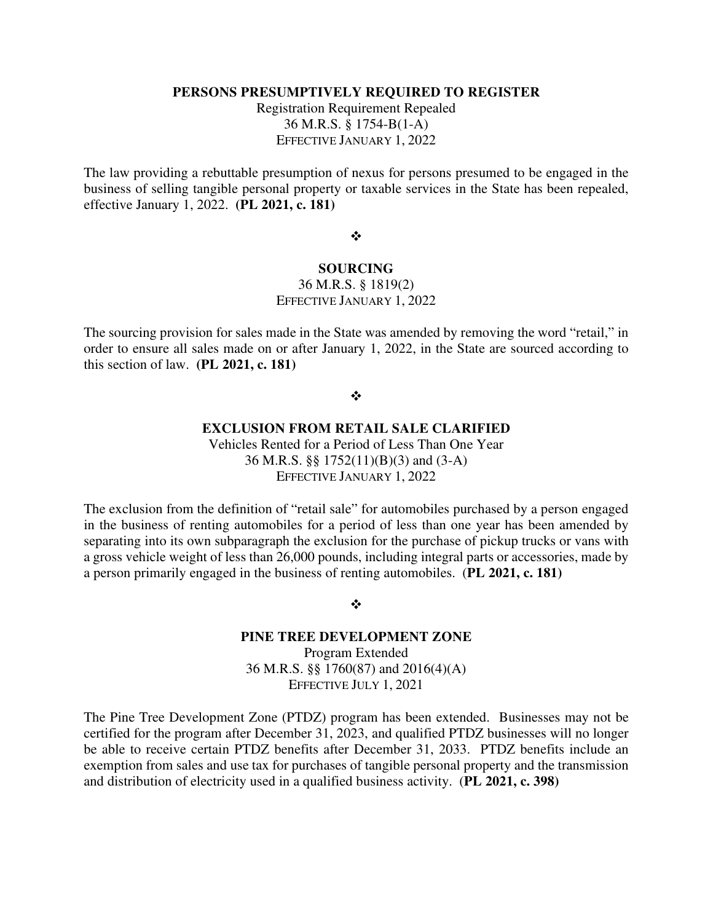**PERSONS PRESUMPTIVELY REQUIRED TO REGISTER**

Registration Requirement Repealed
36 M.R.S. § 1754-B(1-A)
EFFECTIVE JANUARY 1, 2022

The law providing a rebuttable presumption of nexus for persons presumed to be engaged in the business of selling tangible personal property or taxable services in the State has been repealed, effective January 1, 2022. **(PL 2021, c. 181)**

❖

**SOURCING**

36 M.R.S. § 1819(2)
EFFECTIVE JANUARY 1, 2022

The sourcing provision for sales made in the State was amended by removing the word "retail," in order to ensure all sales made on or after January 1, 2022, in the State are sourced according to this section of law. **(PL 2021, c. 181)**

❖

**EXCLUSION FROM RETAIL SALE CLARIFIED**

Vehicles Rented for a Period of Less Than One Year
36 M.R.S. §§ 1752(11)(B)(3) and (3-A)
EFFECTIVE JANUARY 1, 2022

The exclusion from the definition of "retail sale" for automobiles purchased by a person engaged in the business of renting automobiles for a period of less than one year has been amended by separating into its own subparagraph the exclusion for the purchase of pickup trucks or vans with a gross vehicle weight of less than 26,000 pounds, including integral parts or accessories, made by a person primarily engaged in the business of renting automobiles. (**PL 2021, c. 181)**

❖

**PINE TREE DEVELOPMENT ZONE**

Program Extended
36 M.R.S. §§ 1760(87) and 2016(4)(A)
EFFECTIVE JULY 1, 2021

The Pine Tree Development Zone (PTDZ) program has been extended. Businesses may not be certified for the program after December 31, 2023, and qualified PTDZ businesses will no longer be able to receive certain PTDZ benefits after December 31, 2033. PTDZ benefits include an exemption from sales and use tax for purchases of tangible personal property and the transmission and distribution of electricity used in a qualified business activity. (**PL 2021, c. 398)**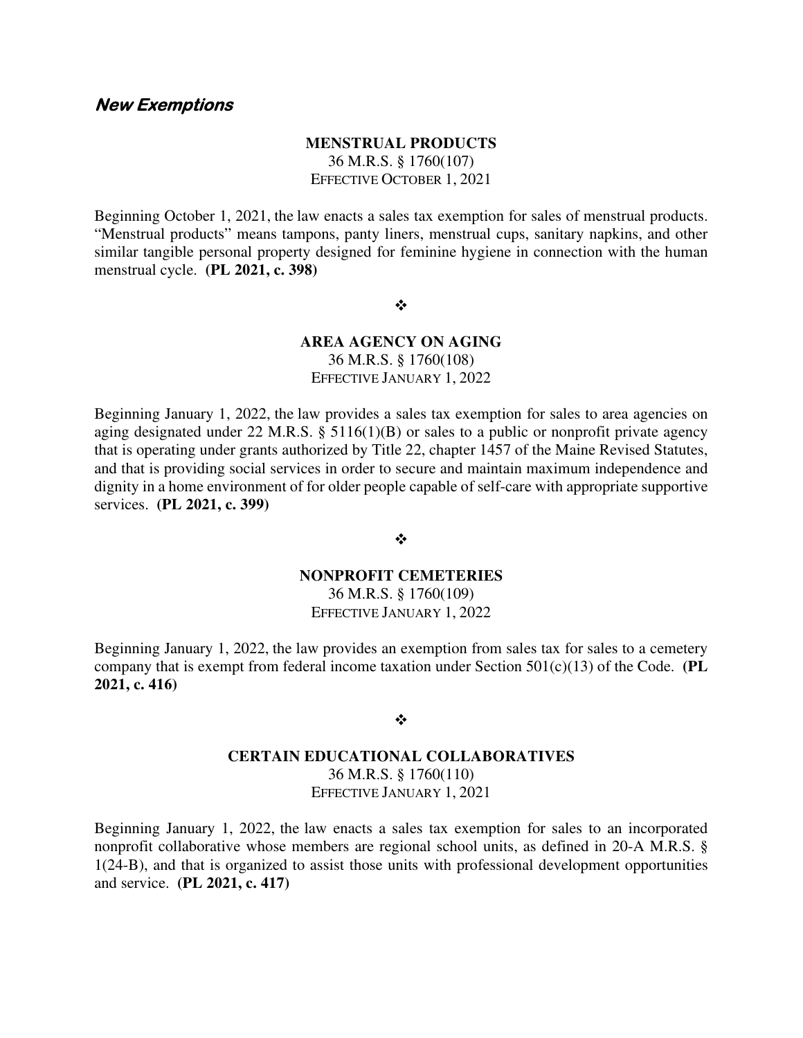## *New Exemptions*

**MENSTRUAL PRODUCTS**
36 M.R.S. § 1760(107)
EFFECTIVE OCTOBER 1, 2021

Beginning October 1, 2021, the law enacts a sales tax exemption for sales of menstrual products. "Menstrual products" means tampons, panty liners, menstrual cups, sanitary napkins, and other similar tangible personal property designed for feminine hygiene in connection with the human menstrual cycle. **(PL 2021, c. 398)**

❖

**AREA AGENCY ON AGING**
36 M.R.S. § 1760(108)
EFFECTIVE JANUARY 1, 2022

Beginning January 1, 2022, the law provides a sales tax exemption for sales to area agencies on aging designated under 22 M.R.S. § 5116(1)(B) or sales to a public or nonprofit private agency that is operating under grants authorized by Title 22, chapter 1457 of the Maine Revised Statutes, and that is providing social services in order to secure and maintain maximum independence and dignity in a home environment of for older people capable of self-care with appropriate supportive services. **(PL 2021, c. 399)**

❖

**NONPROFIT CEMETERIES**
36 M.R.S. § 1760(109)
EFFECTIVE JANUARY 1, 2022

Beginning January 1, 2022, the law provides an exemption from sales tax for sales to a cemetery company that is exempt from federal income taxation under Section 501(c)(13) of the Code. **(PL 2021, c. 416)**

❖

**CERTAIN EDUCATIONAL COLLABORATIVES**
36 M.R.S. § 1760(110)
EFFECTIVE JANUARY 1, 2021

Beginning January 1, 2022, the law enacts a sales tax exemption for sales to an incorporated nonprofit collaborative whose members are regional school units, as defined in 20-A M.R.S. § 1(24-B), and that is organized to assist those units with professional development opportunities and service. **(PL 2021, c. 417)**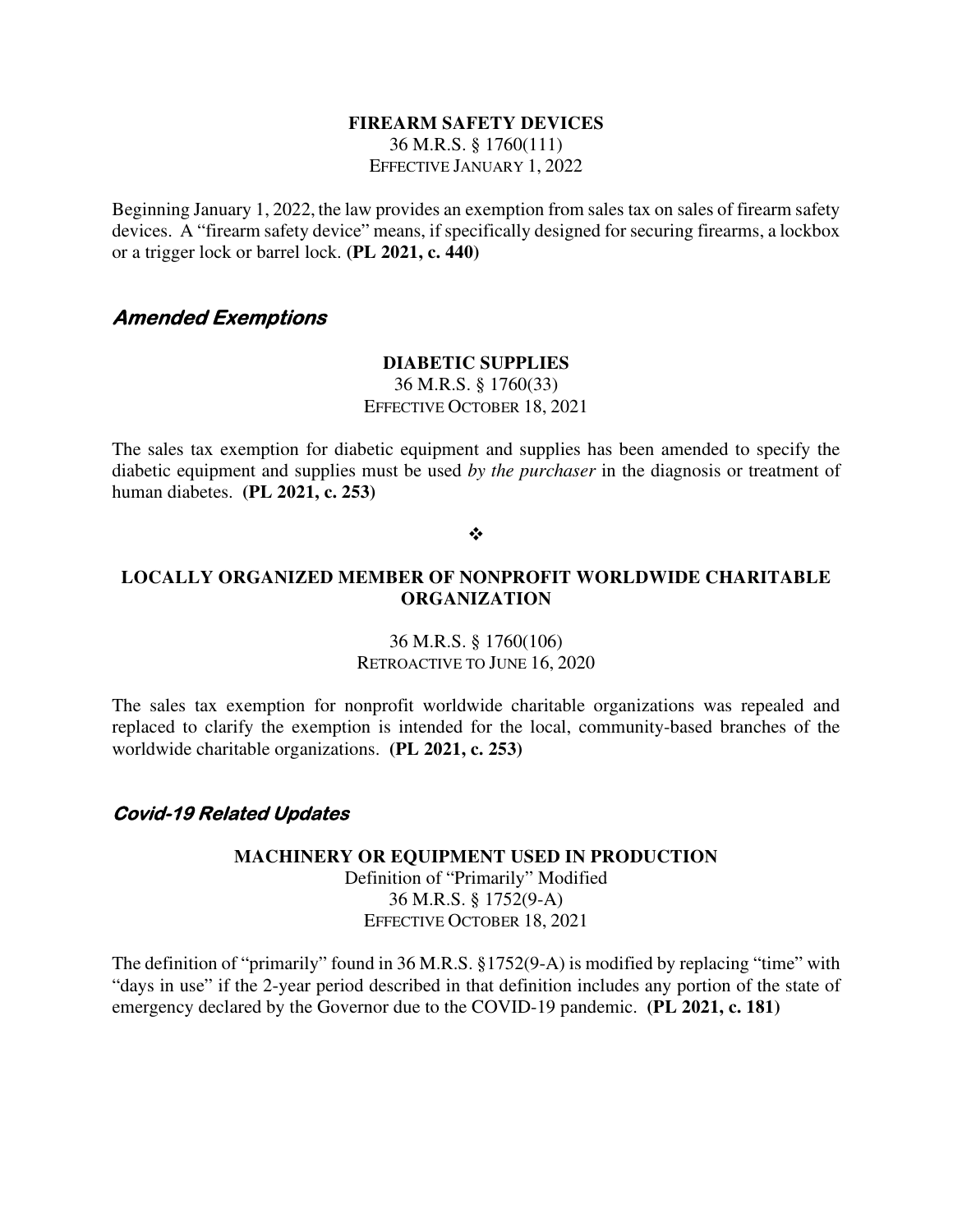**FIREARM SAFETY DEVICES**
36 M.R.S. § 1760(111)
EFFECTIVE JANUARY 1, 2022

Beginning January 1, 2022, the law provides an exemption from sales tax on sales of firearm safety devices. A "firearm safety device" means, if specifically designed for securing firearms, a lockbox or a trigger lock or barrel lock. **(PL 2021, c. 440)**

## *Amended Exemptions*

**DIABETIC SUPPLIES**
36 M.R.S. § 1760(33)
EFFECTIVE OCTOBER 18, 2021

The sales tax exemption for diabetic equipment and supplies has been amended to specify the diabetic equipment and supplies must be used *by the purchaser* in the diagnosis or treatment of human diabetes. **(PL 2021, c. 253)**

❖

**LOCALLY ORGANIZED MEMBER OF NONPROFIT WORLDWIDE CHARITABLE ORGANIZATION**

36 M.R.S. § 1760(106)
RETROACTIVE TO JUNE 16, 2020

The sales tax exemption for nonprofit worldwide charitable organizations was repealed and replaced to clarify the exemption is intended for the local, community-based branches of the worldwide charitable organizations. **(PL 2021, c. 253)**

## *Covid-19 Related Updates*

**MACHINERY OR EQUIPMENT USED IN PRODUCTION**
Definition of "Primarily" Modified
36 M.R.S. § 1752(9-A)
EFFECTIVE OCTOBER 18, 2021

The definition of "primarily" found in 36 M.R.S. §1752(9-A) is modified by replacing "time" with "days in use" if the 2-year period described in that definition includes any portion of the state of emergency declared by the Governor due to the COVID-19 pandemic. **(PL 2021, c. 181)**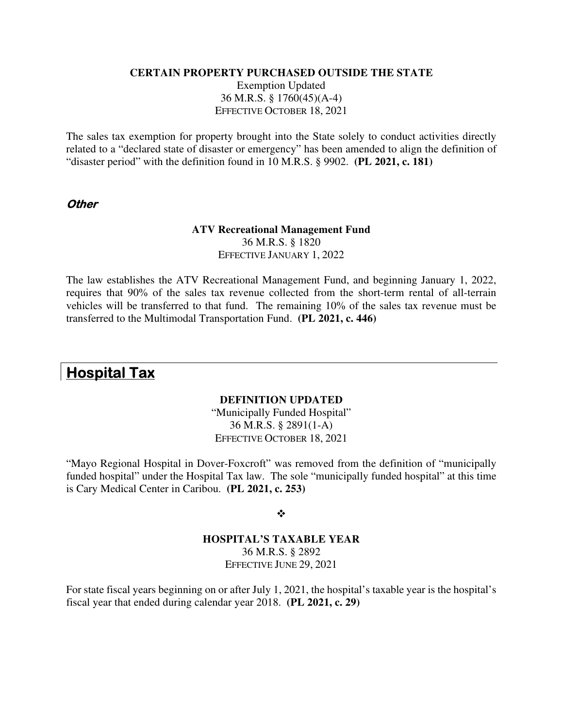**CERTAIN PROPERTY PURCHASED OUTSIDE THE STATE**
Exemption Updated
36 M.R.S. § 1760(45)(A-4)
EFFECTIVE OCTOBER 18, 2021

The sales tax exemption for property brought into the State solely to conduct activities directly related to a "declared state of disaster or emergency" has been amended to align the definition of "disaster period" with the definition found in 10 M.R.S. § 9902. **(PL 2021, c. 181)**

### *Other*

**ATV Recreational Management Fund**
36 M.R.S. § 1820
EFFECTIVE JANUARY 1, 2022

The law establishes the ATV Recreational Management Fund, and beginning January 1, 2022, requires that 90% of the sales tax revenue collected from the short-term rental of all-terrain vehicles will be transferred to that fund. The remaining 10% of the sales tax revenue must be transferred to the Multimodal Transportation Fund. **(PL 2021, c. 446)**

## Hospital Tax

**DEFINITION UPDATED**
"Municipally Funded Hospital"
36 M.R.S. § 2891(1-A)
EFFECTIVE OCTOBER 18, 2021

"Mayo Regional Hospital in Dover-Foxcroft" was removed from the definition of "municipally funded hospital" under the Hospital Tax law. The sole "municipally funded hospital" at this time is Cary Medical Center in Caribou. **(PL 2021, c. 253)**

❖

**HOSPITAL'S TAXABLE YEAR**
36 M.R.S. § 2892
EFFECTIVE JUNE 29, 2021

For state fiscal years beginning on or after July 1, 2021, the hospital's taxable year is the hospital's fiscal year that ended during calendar year 2018. **(PL 2021, c. 29)**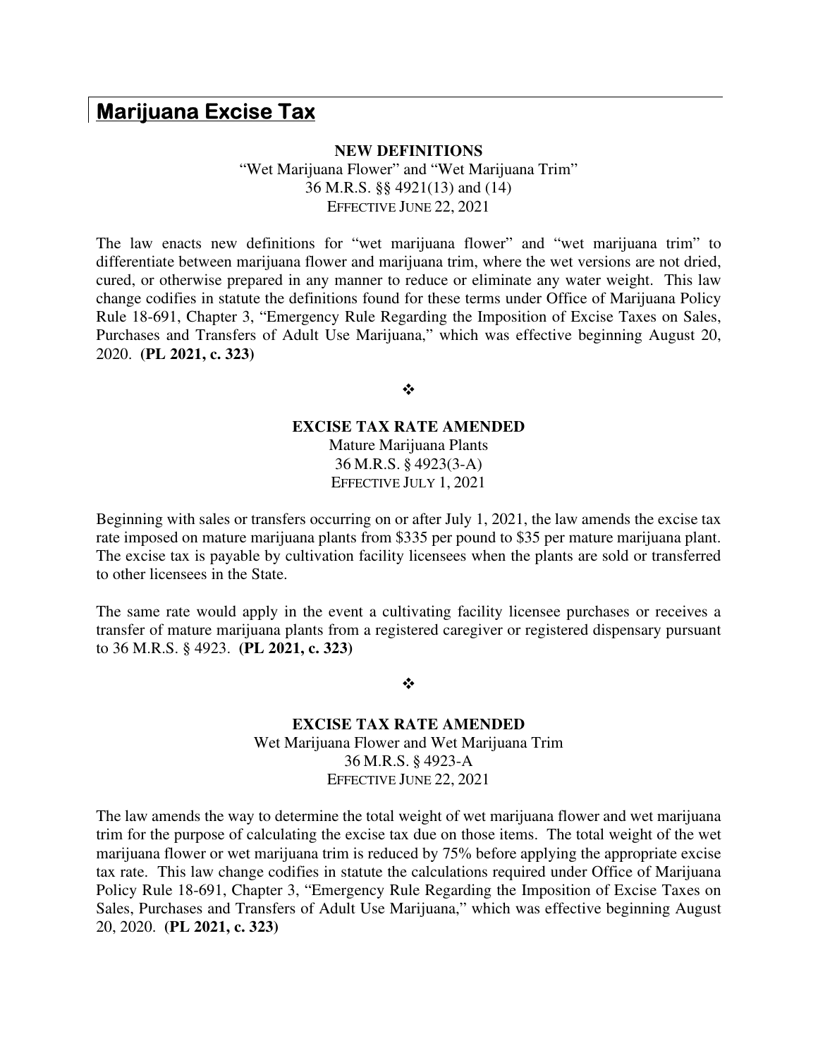## Marijuana Excise Tax

**NEW DEFINITIONS**

"Wet Marijuana Flower" and "Wet Marijuana Trim"
36 M.R.S. §§ 4921(13) and (14)
EFFECTIVE JUNE 22, 2021

The law enacts new definitions for "wet marijuana flower" and "wet marijuana trim" to differentiate between marijuana flower and marijuana trim, where the wet versions are not dried, cured, or otherwise prepared in any manner to reduce or eliminate any water weight. This law change codifies in statute the definitions found for these terms under Office of Marijuana Policy Rule 18-691, Chapter 3, "Emergency Rule Regarding the Imposition of Excise Taxes on Sales, Purchases and Transfers of Adult Use Marijuana," which was effective beginning August 20, 2020. **(PL 2021, c. 323)**

❖

**EXCISE TAX RATE AMENDED**

Mature Marijuana Plants
36 M.R.S. § 4923(3-A)
EFFECTIVE JULY 1, 2021

Beginning with sales or transfers occurring on or after July 1, 2021, the law amends the excise tax rate imposed on mature marijuana plants from $335 per pound to $35 per mature marijuana plant. The excise tax is payable by cultivation facility licensees when the plants are sold or transferred to other licensees in the State.

The same rate would apply in the event a cultivating facility licensee purchases or receives a transfer of mature marijuana plants from a registered caregiver or registered dispensary pursuant to 36 M.R.S. § 4923. **(PL 2021, c. 323)**

❖

**EXCISE TAX RATE AMENDED**

Wet Marijuana Flower and Wet Marijuana Trim
36 M.R.S. § 4923-A
EFFECTIVE JUNE 22, 2021

The law amends the way to determine the total weight of wet marijuana flower and wet marijuana trim for the purpose of calculating the excise tax due on those items. The total weight of the wet marijuana flower or wet marijuana trim is reduced by 75% before applying the appropriate excise tax rate. This law change codifies in statute the calculations required under Office of Marijuana Policy Rule 18-691, Chapter 3, "Emergency Rule Regarding the Imposition of Excise Taxes on Sales, Purchases and Transfers of Adult Use Marijuana," which was effective beginning August 20, 2020. **(PL 2021, c. 323)**